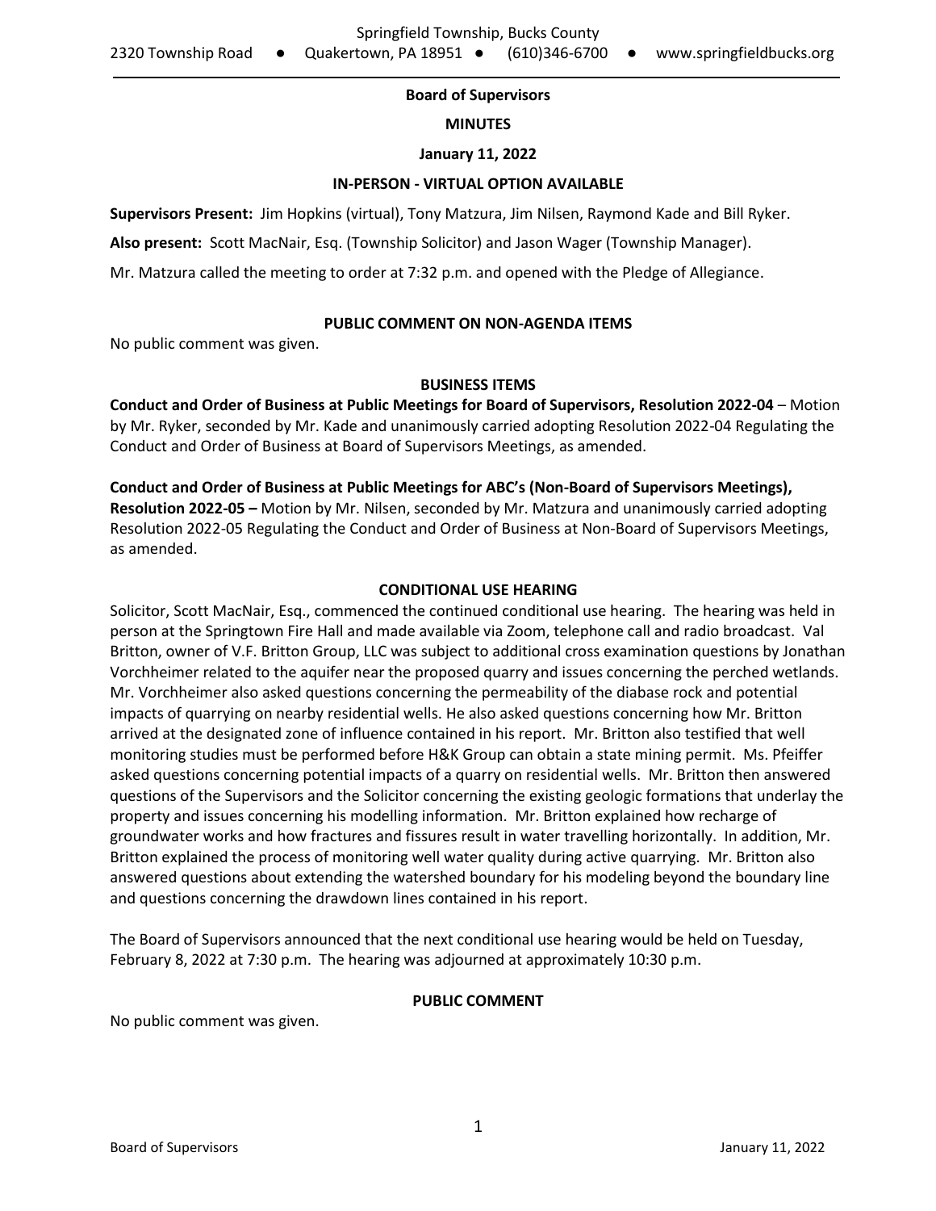Springfield Township, Bucks County

2320 Township Road • Quakertown, PA 18951 • (610)346-6700 • www.springfieldbucks.org

**Board of Supervisors**

**MINUTES**

**January 11, 2022**

**IN-PERSON - VIRTUAL OPTION AVAILABLE**

**Supervisors Present:** Jim Hopkins (virtual), Tony Matzura, Jim Nilsen, Raymond Kade and Bill Ryker.

**Also present:** Scott MacNair, Esq. (Township Solicitor) and Jason Wager (Township Manager).

Mr. Matzura called the meeting to order at 7:32 p.m. and opened with the Pledge of Allegiance.

**PUBLIC COMMENT ON NON-AGENDA ITEMS**

No public comment was given.

**BUSINESS ITEMS**

**Conduct and Order of Business at Public Meetings for Board of Supervisors, Resolution 2022-04** – Motion by Mr. Ryker, seconded by Mr. Kade and unanimously carried adopting Resolution 2022-04 Regulating the Conduct and Order of Business at Board of Supervisors Meetings, as amended.

**Conduct and Order of Business at Public Meetings for ABC's (Non-Board of Supervisors Meetings), Resolution 2022-05 –** Motion by Mr. Nilsen, seconded by Mr. Matzura and unanimously carried adopting Resolution 2022-05 Regulating the Conduct and Order of Business at Non-Board of Supervisors Meetings, as amended.

**CONDITIONAL USE HEARING**

Solicitor, Scott MacNair, Esq., commenced the continued conditional use hearing. The hearing was held in person at the Springtown Fire Hall and made available via Zoom, telephone call and radio broadcast. Val Britton, owner of V.F. Britton Group, LLC was subject to additional cross examination questions by Jonathan Vorchheimer related to the aquifer near the proposed quarry and issues concerning the perched wetlands. Mr. Vorchheimer also asked questions concerning the permeability of the diabase rock and potential impacts of quarrying on nearby residential wells. He also asked questions concerning how Mr. Britton arrived at the designated zone of influence contained in his report. Mr. Britton also testified that well monitoring studies must be performed before H&K Group can obtain a state mining permit. Ms. Pfeiffer asked questions concerning potential impacts of a quarry on residential wells. Mr. Britton then answered questions of the Supervisors and the Solicitor concerning the existing geologic formations that underlay the property and issues concerning his modelling information. Mr. Britton explained how recharge of groundwater works and how fractures and fissures result in water travelling horizontally. In addition, Mr. Britton explained the process of monitoring well water quality during active quarrying. Mr. Britton also answered questions about extending the watershed boundary for his modeling beyond the boundary line and questions concerning the drawdown lines contained in his report.

The Board of Supervisors announced that the next conditional use hearing would be held on Tuesday, February 8, 2022 at 7:30 p.m. The hearing was adjourned at approximately 10:30 p.m.

**PUBLIC COMMENT**

No public comment was given.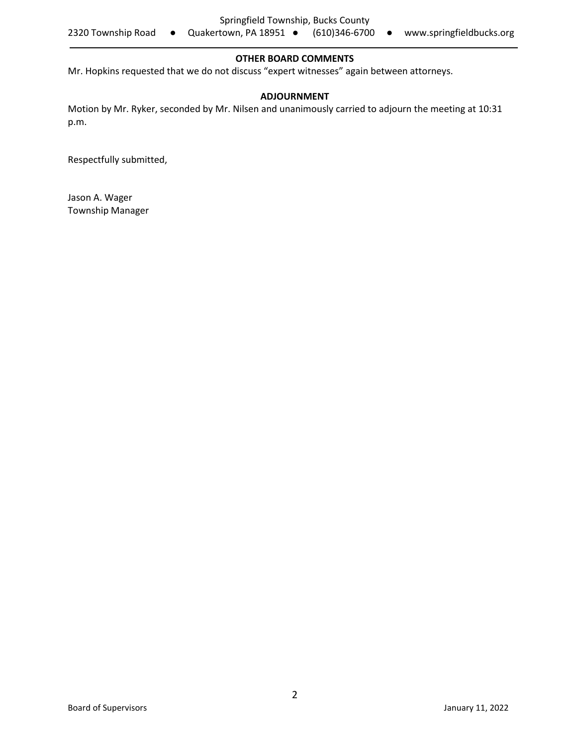## OTHER BOARD COMMENTS

Mr. Hopkins requested that we do not discuss "expert witnesses" again between attorneys.

## ADJOURNMENT

Motion by Mr. Ryker, seconded by Mr. Nilsen and unanimously carried to adjourn the meeting at 10:31 p.m.

Respectfully submitted,

Jason A. Wager
Township Manager